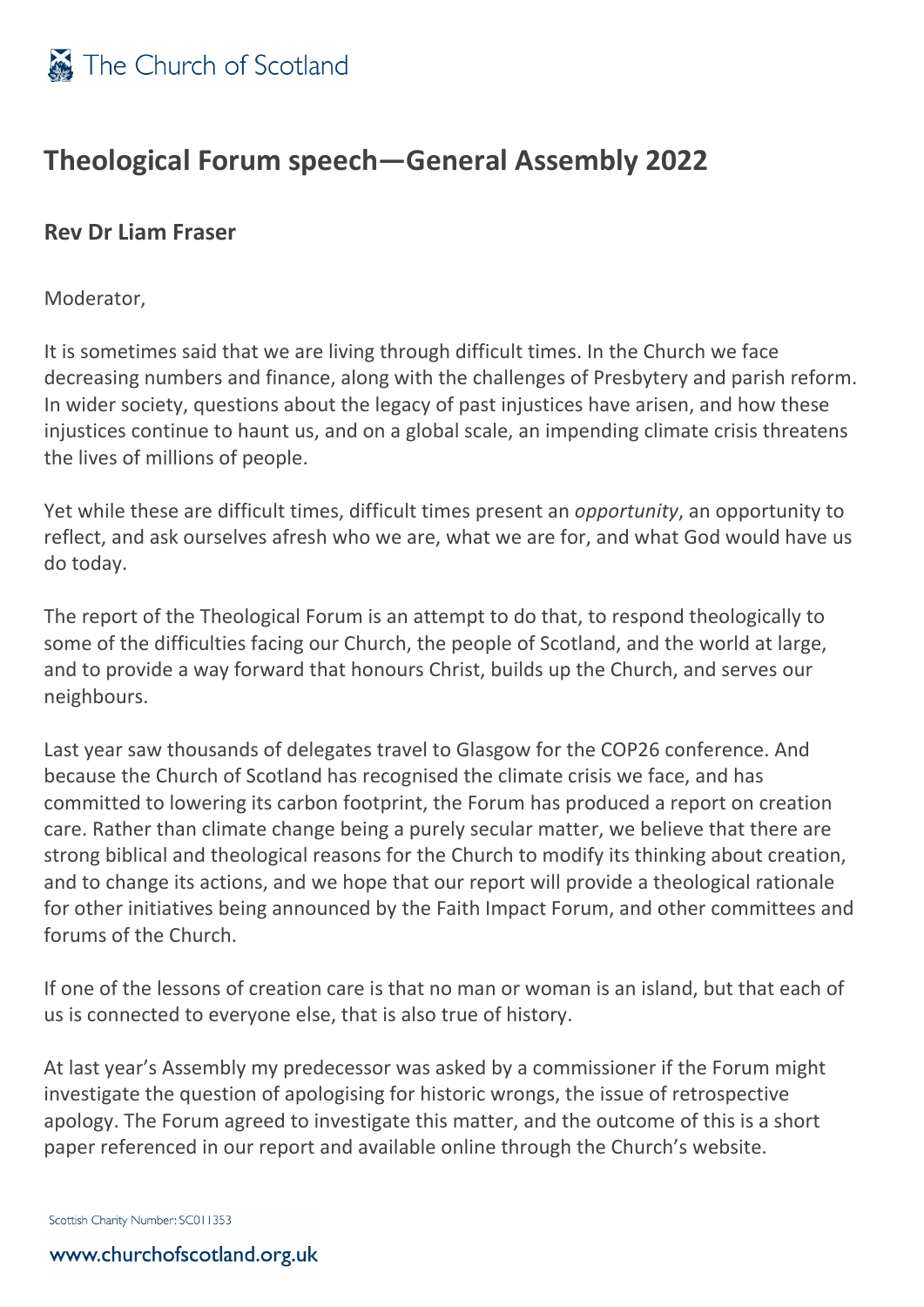# Theological Forum speech—General Assembly 2022

**Rev Dr Liam Fraser**

Moderator,

It is sometimes said that we are living through difficult times. In the Church we face decreasing numbers and finance, along with the challenges of Presbytery and parish reform. In wider society, questions about the legacy of past injustices have arisen, and how these injustices continue to haunt us, and on a global scale, an impending climate crisis threatens the lives of millions of people.

Yet while these are difficult times, difficult times present an *opportunity*, an opportunity to reflect, and ask ourselves afresh who we are, what we are for, and what God would have us do today.

The report of the Theological Forum is an attempt to do that, to respond theologically to some of the difficulties facing our Church, the people of Scotland, and the world at large, and to provide a way forward that honours Christ, builds up the Church, and serves our neighbours.

Last year saw thousands of delegates travel to Glasgow for the COP26 conference. And because the Church of Scotland has recognised the climate crisis we face, and has committed to lowering its carbon footprint, the Forum has produced a report on creation care. Rather than climate change being a purely secular matter, we believe that there are strong biblical and theological reasons for the Church to modify its thinking about creation, and to change its actions, and we hope that our report will provide a theological rationale for other initiatives being announced by the Faith Impact Forum, and other committees and forums of the Church.

If one of the lessons of creation care is that no man or woman is an island, but that each of us is connected to everyone else, that is also true of history.

At last year's Assembly my predecessor was asked by a commissioner if the Forum might investigate the question of apologising for historic wrongs, the issue of retrospective apology. The Forum agreed to investigate this matter, and the outcome of this is a short paper referenced in our report and available online through the Church's website.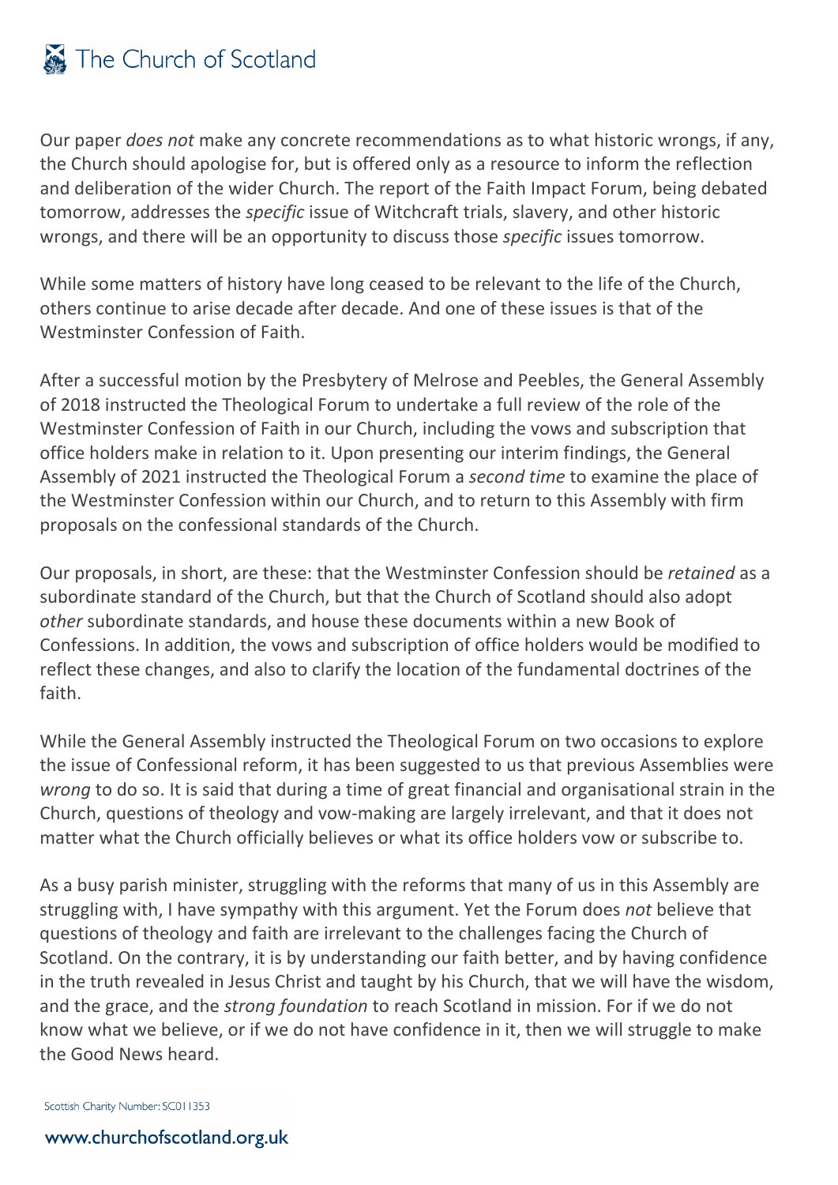Our paper *does not* make any concrete recommendations as to what historic wrongs, if any, the Church should apologise for, but is offered only as a resource to inform the reflection and deliberation of the wider Church. The report of the Faith Impact Forum, being debated tomorrow, addresses the *specific* issue of Witchcraft trials, slavery, and other historic wrongs, and there will be an opportunity to discuss those *specific* issues tomorrow.

While some matters of history have long ceased to be relevant to the life of the Church, others continue to arise decade after decade. And one of these issues is that of the Westminster Confession of Faith.

After a successful motion by the Presbytery of Melrose and Peebles, the General Assembly of 2018 instructed the Theological Forum to undertake a full review of the role of the Westminster Confession of Faith in our Church, including the vows and subscription that office holders make in relation to it. Upon presenting our interim findings, the General Assembly of 2021 instructed the Theological Forum a *second time* to examine the place of the Westminster Confession within our Church, and to return to this Assembly with firm proposals on the confessional standards of the Church.

Our proposals, in short, are these: that the Westminster Confession should be *retained* as a subordinate standard of the Church, but that the Church of Scotland should also adopt *other* subordinate standards, and house these documents within a new Book of Confessions. In addition, the vows and subscription of office holders would be modified to reflect these changes, and also to clarify the location of the fundamental doctrines of the faith.

While the General Assembly instructed the Theological Forum on two occasions to explore the issue of Confessional reform, it has been suggested to us that previous Assemblies were *wrong* to do so. It is said that during a time of great financial and organisational strain in the Church, questions of theology and vow-making are largely irrelevant, and that it does not matter what the Church officially believes or what its office holders vow or subscribe to.

As a busy parish minister, struggling with the reforms that many of us in this Assembly are struggling with, I have sympathy with this argument. Yet the Forum does *not* believe that questions of theology and faith are irrelevant to the challenges facing the Church of Scotland. On the contrary, it is by understanding our faith better, and by having confidence in the truth revealed in Jesus Christ and taught by his Church, that we will have the wisdom, and the grace, and the *strong foundation* to reach Scotland in mission. For if we do not know what we believe, or if we do not have confidence in it, then we will struggle to make the Good News heard.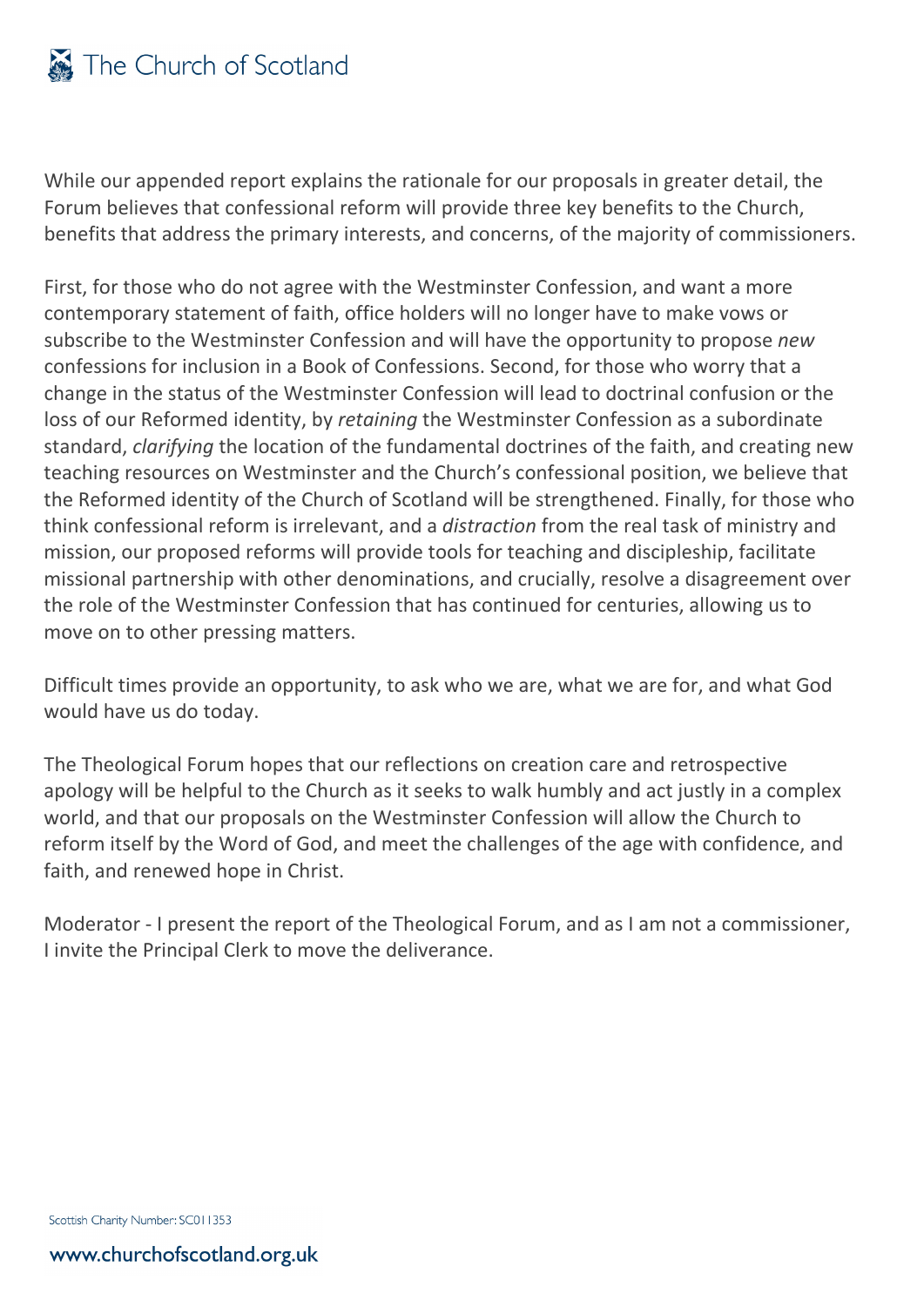While our appended report explains the rationale for our proposals in greater detail, the Forum believes that confessional reform will provide three key benefits to the Church, benefits that address the primary interests, and concerns, of the majority of commissioners.

First, for those who do not agree with the Westminster Confession, and want a more contemporary statement of faith, office holders will no longer have to make vows or subscribe to the Westminster Confession and will have the opportunity to propose *new* confessions for inclusion in a Book of Confessions. Second, for those who worry that a change in the status of the Westminster Confession will lead to doctrinal confusion or the loss of our Reformed identity, by *retaining* the Westminster Confession as a subordinate standard, *clarifying* the location of the fundamental doctrines of the faith, and creating new teaching resources on Westminster and the Church's confessional position, we believe that the Reformed identity of the Church of Scotland will be strengthened. Finally, for those who think confessional reform is irrelevant, and a *distraction* from the real task of ministry and mission, our proposed reforms will provide tools for teaching and discipleship, facilitate missional partnership with other denominations, and crucially, resolve a disagreement over the role of the Westminster Confession that has continued for centuries, allowing us to move on to other pressing matters.

Difficult times provide an opportunity, to ask who we are, what we are for, and what God would have us do today.

The Theological Forum hopes that our reflections on creation care and retrospective apology will be helpful to the Church as it seeks to walk humbly and act justly in a complex world, and that our proposals on the Westminster Confession will allow the Church to reform itself by the Word of God, and meet the challenges of the age with confidence, and faith, and renewed hope in Christ.

Moderator - I present the report of the Theological Forum, and as I am not a commissioner, I invite the Principal Clerk to move the deliverance.